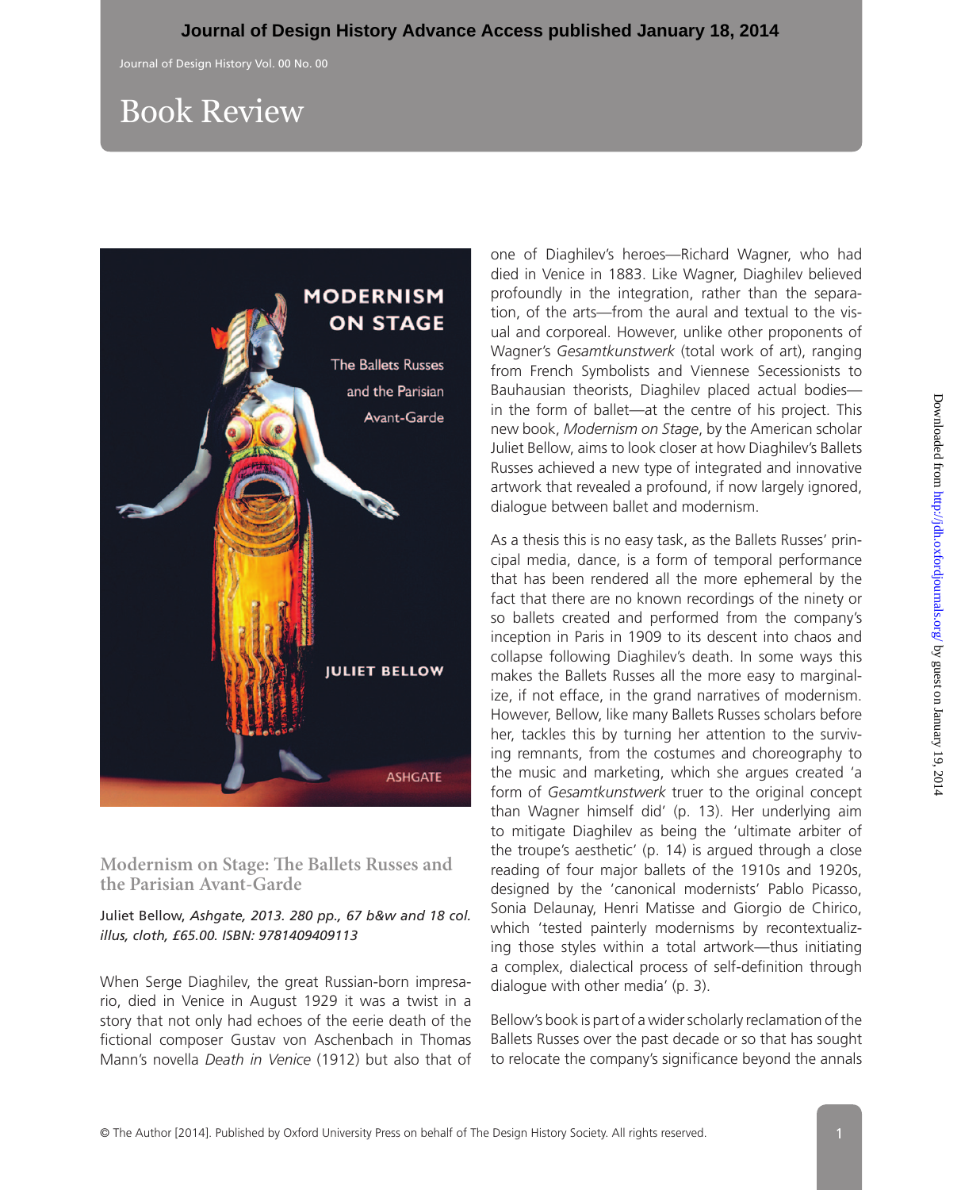# Book Review

## Modernism on Stage: The Ballets Russes and the Parisian Avant-Garde

Juliet Bellow, *Ashgate, 2013. 280 pp., 67 b&w and 18 col. illus, cloth, £65.00. ISBN: 9781409409113*

When Serge Diaghilev, the great Russian-born impresario, died in Venice in August 1929 it was a twist in a story that not only had echoes of the eerie death of the fictional composer Gustav von Aschenbach in Thomas Mann's novella *Death in Venice* (1912) but also that of one of Diaghilev's heroes—Richard Wagner, who had died in Venice in 1883. Like Wagner, Diaghilev believed profoundly in the integration, rather than the separation, of the arts—from the aural and textual to the visual and corporeal. However, unlike other proponents of Wagner's *Gesamtkunstwerk* (total work of art), ranging from French Symbolists and Viennese Secessionists to Bauhausian theorists, Diaghilev placed actual bodies—in the form of ballet—at the centre of his project. This new book, *Modernism on Stage*, by the American scholar Juliet Bellow, aims to look closer at how Diaghilev's Ballets Russes achieved a new type of integrated and innovative artwork that revealed a profound, if now largely ignored, dialogue between ballet and modernism.

As a thesis this is no easy task, as the Ballets Russes' principal media, dance, is a form of temporal performance that has been rendered all the more ephemeral by the fact that there are no known recordings of the ninety or so ballets created and performed from the company's inception in Paris in 1909 to its descent into chaos and collapse following Diaghilev's death. In some ways this makes the Ballets Russes all the more easy to marginalize, if not efface, in the grand narratives of modernism. However, Bellow, like many Ballets Russes scholars before her, tackles this by turning her attention to the surviving remnants, from the costumes and choreography to the music and marketing, which she argues created 'a form of *Gesamtkunstwerk* truer to the original concept than Wagner himself did' (p. 13). Her underlying aim to mitigate Diaghilev as being the 'ultimate arbiter of the troupe's aesthetic' (p. 14) is argued through a close reading of four major ballets of the 1910s and 1920s, designed by the 'canonical modernists' Pablo Picasso, Sonia Delaunay, Henri Matisse and Giorgio de Chirico, which 'tested painterly modernisms by recontextualizing those styles within a total artwork—thus initiating a complex, dialectical process of self-definition through dialogue with other media' (p. 3).

Bellow's book is part of a wider scholarly reclamation of the Ballets Russes over the past decade or so that has sought to relocate the company's significance beyond the annals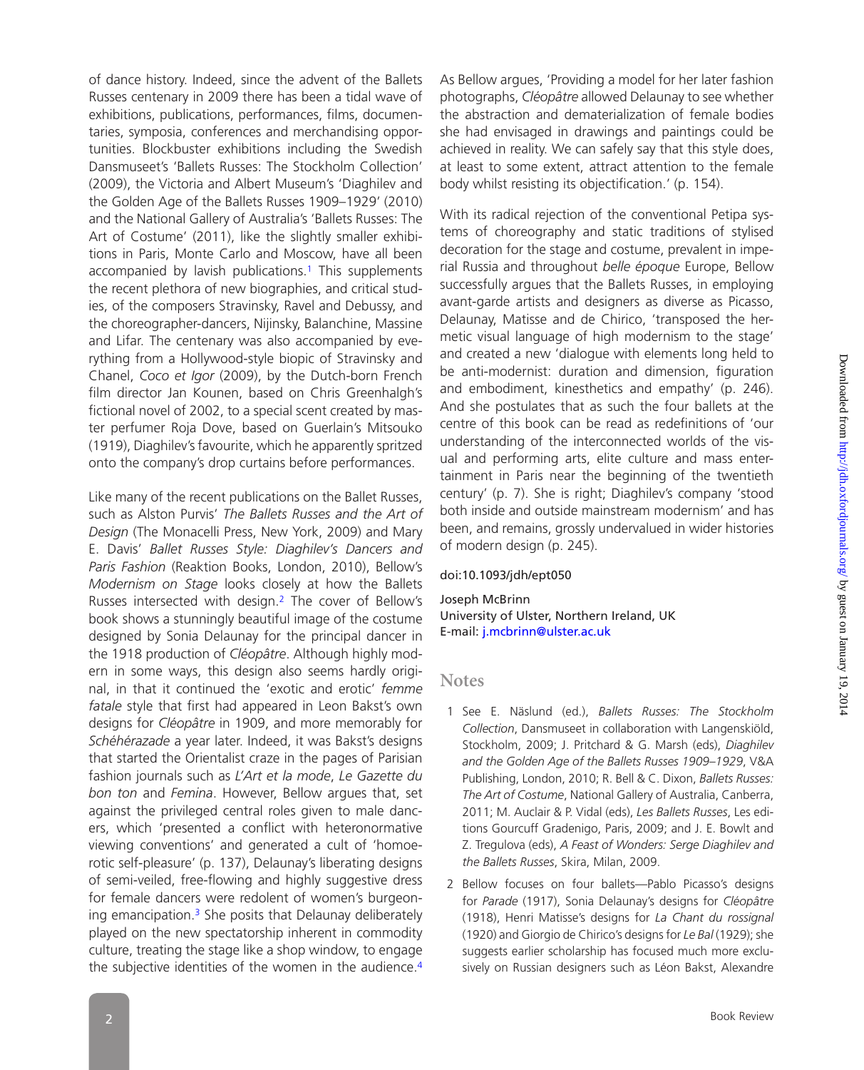of dance history. Indeed, since the advent of the Ballets Russes centenary in 2009 there has been a tidal wave of exhibitions, publications, performances, films, documentaries, symposia, conferences and merchandising opportunities. Blockbuster exhibitions including the Swedish Dansmuseet's 'Ballets Russes: The Stockholm Collection' (2009), the Victoria and Albert Museum's 'Diaghilev and the Golden Age of the Ballets Russes 1909–1929' (2010) and the National Gallery of Australia's 'Ballets Russes: The Art of Costume' (2011), like the slightly smaller exhibitions in Paris, Monte Carlo and Moscow, have all been accompanied by lavish publications.[1] This supplements the recent plethora of new biographies, and critical studies, of the composers Stravinsky, Ravel and Debussy, and the choreographer-dancers, Nijinsky, Balanchine, Massine and Lifar. The centenary was also accompanied by everything from a Hollywood-style biopic of Stravinsky and Chanel, *Coco et Igor* (2009), by the Dutch-born French film director Jan Kounen, based on Chris Greenhalgh's fictional novel of 2002, to a special scent created by master perfumer Roja Dove, based on Guerlain's Mitsouko (1919), Diaghilev's favourite, which he apparently spritzed onto the company's drop curtains before performances.

Like many of the recent publications on the Ballet Russes, such as Alston Purvis' *The Ballets Russes and the Art of Design* (The Monacelli Press, New York, 2009) and Mary E. Davis' *Ballet Russes Style: Diaghilev's Dancers and Paris Fashion* (Reaktion Books, London, 2010), Bellow's *Modernism on Stage* looks closely at how the Ballets Russes intersected with design.[2] The cover of Bellow's book shows a stunningly beautiful image of the costume designed by Sonia Delaunay for the principal dancer in the 1918 production of *Cléopâtre*. Although highly modern in some ways, this design also seems hardly original, in that it continued the 'exotic and erotic' *femme fatale* style that first had appeared in Leon Bakst's own designs for *Cléopâtre* in 1909, and more memorably for *Schéhérazade* a year later. Indeed, it was Bakst's designs that started the Orientalist craze in the pages of Parisian fashion journals such as *L'Art et la mode*, *Le Gazette du bon ton* and *Femina*. However, Bellow argues that, set against the privileged central roles given to male dancers, which 'presented a conflict with heteronormative viewing conventions' and generated a cult of 'homoerotic self-pleasure' (p. 137), Delaunay's liberating designs of semi-veiled, free-flowing and highly suggestive dress for female dancers were redolent of women's burgeoning emancipation.[3] She posits that Delaunay deliberately played on the new spectatorship inherent in commodity culture, treating the stage like a shop window, to engage the subjective identities of the women in the audience.[4]

As Bellow argues, 'Providing a model for her later fashion photographs, *Cléopâtre* allowed Delaunay to see whether the abstraction and dematerialization of female bodies she had envisaged in drawings and paintings could be achieved in reality. We can safely say that this style does, at least to some extent, attract attention to the female body whilst resisting its objectification.' (p. 154).

With its radical rejection of the conventional Petipa systems of choreography and static traditions of stylised decoration for the stage and costume, prevalent in imperial Russia and throughout *belle époque* Europe, Bellow successfully argues that the Ballets Russes, in employing avant-garde artists and designers as diverse as Picasso, Delaunay, Matisse and de Chirico, 'transposed the hermetic visual language of high modernism to the stage' and created a new 'dialogue with elements long held to be anti-modernist: duration and dimension, figuration and embodiment, kinesthetics and empathy' (p. 246). And she postulates that as such the four ballets at the centre of this book can be read as redefinitions of 'our understanding of the interconnected worlds of the visual and performing arts, elite culture and mass entertainment in Paris near the beginning of the twentieth century' (p. 7). She is right; Diaghilev's company 'stood both inside and outside mainstream modernism' and has been, and remains, grossly undervalued in wider histories of modern design (p. 245).

doi:10.1093/jdh/ept050

Joseph McBrinn
University of Ulster, Northern Ireland, UK
E-mail: j.mcbrinn@ulster.ac.uk

## Notes

1. See E. Näslund (ed.), *Ballets Russes: The Stockholm Collection*, Dansmuseet in collaboration with Langenskiöld, Stockholm, 2009; J. Pritchard & G. Marsh (eds), *Diaghilev and the Golden Age of the Ballets Russes 1909–1929*, V&A Publishing, London, 2010; R. Bell & C. Dixon, *Ballets Russes: The Art of Costume*, National Gallery of Australia, Canberra, 2011; M. Auclair & P. Vidal (eds), *Les Ballets Russes*, Les editions Gourcuff Gradenigo, Paris, 2009; and J. E. Bowlt and Z. Tregulova (eds), *A Feast of Wonders: Serge Diaghilev and the Ballets Russes*, Skira, Milan, 2009.
2. Bellow focuses on four ballets—Pablo Picasso's designs for *Parade* (1917), Sonia Delaunay's designs for *Cléopâtre* (1918), Henri Matisse's designs for *La Chant du rossignal* (1920) and Giorgio de Chirico's designs for *Le Bal* (1929); she suggests earlier scholarship has focused much more exclusively on Russian designers such as Léon Bakst, Alexandre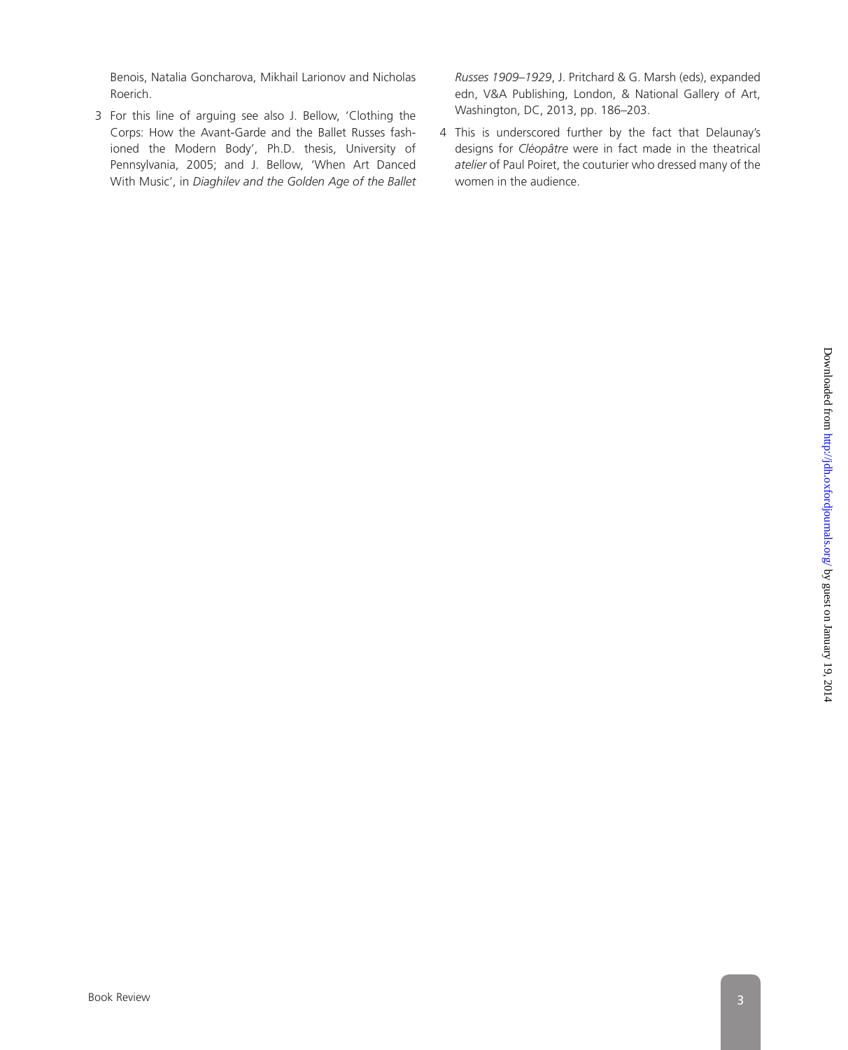Benois, Natalia Goncharova, Mikhail Larionov and Nicholas Roerich.

3 For this line of arguing see also J. Bellow, 'Clothing the Corps: How the Avant-Garde and the Ballet Russes fashioned the Modern Body', Ph.D. thesis, University of Pennsylvania, 2005; and J. Bellow, 'When Art Danced With Music', in *Diaghilev and the Golden Age of the Ballet Russes 1909–1929*, J. Pritchard & G. Marsh (eds), expanded edn, V&A Publishing, London, & National Gallery of Art, Washington, DC, 2013, pp. 186–203.

4 This is underscored further by the fact that Delaunay's designs for *Cléopâtre* were in fact made in the theatrical *atelier* of Paul Poiret, the couturier who dressed many of the women in the audience.